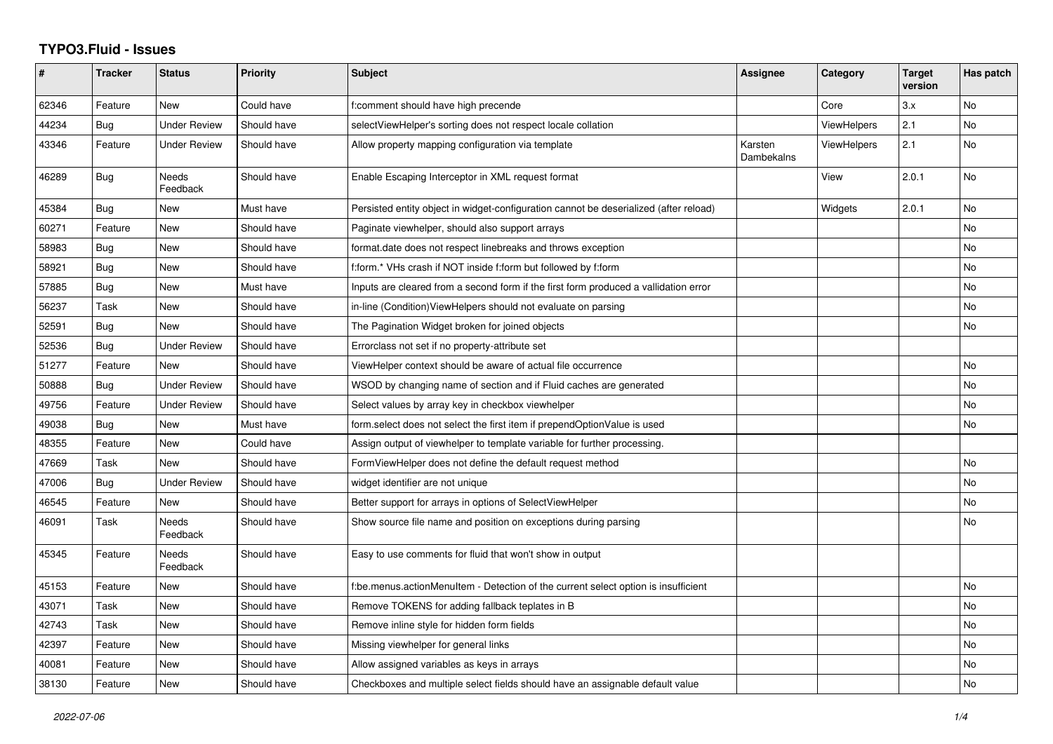# TYPO3.Fluid - Issues

| # | Tracker | Status | Priority | Subject | Assignee | Category | Target version | Has patch |
|---|---|---|---|---|---|---|---|---|
| 62346 | Feature | New | Could have | f:comment should have high precende | | Core | 3.x | No |
| 44234 | Bug | Under Review | Should have | selectViewHelper's sorting does not respect locale collation | | ViewHelpers | 2.1 | No |
| 43346 | Feature | Under Review | Should have | Allow property mapping configuration via template | Karsten Dambekalns | ViewHelpers | 2.1 | No |
| 46289 | Bug | Needs Feedback | Should have | Enable Escaping Interceptor in XML request format | | View | 2.0.1 | No |
| 45384 | Bug | New | Must have | Persisted entity object in widget-configuration cannot be deserialized (after reload) | | Widgets | 2.0.1 | No |
| 60271 | Feature | New | Should have | Paginate viewhelper, should also support arrays | | | | No |
| 58983 | Bug | New | Should have | format.date does not respect linebreaks and throws exception | | | | No |
| 58921 | Bug | New | Should have | f:form.* VHs crash if NOT inside f:form but followed by f:form | | | | No |
| 57885 | Bug | New | Must have | Inputs are cleared from a second form if the first form produced a vallidation error | | | | No |
| 56237 | Task | New | Should have | in-line (Condition)ViewHelpers should not evaluate on parsing | | | | No |
| 52591 | Bug | New | Should have | The Pagination Widget broken for joined objects | | | | No |
| 52536 | Bug | Under Review | Should have | Errorclass not set if no property-attribute set | | | | |
| 51277 | Feature | New | Should have | ViewHelper context should be aware of actual file occurrence | | | | No |
| 50888 | Bug | Under Review | Should have | WSOD by changing name of section and if Fluid caches are generated | | | | No |
| 49756 | Feature | Under Review | Should have | Select values by array key in checkbox viewhelper | | | | No |
| 49038 | Bug | New | Must have | form.select does not select the first item if prependOptionValue is used | | | | No |
| 48355 | Feature | New | Could have | Assign output of viewhelper to template variable for further processing. | | | | |
| 47669 | Task | New | Should have | FormViewHelper does not define the default request method | | | | No |
| 47006 | Bug | Under Review | Should have | widget identifier are not unique | | | | No |
| 46545 | Feature | New | Should have | Better support for arrays in options of SelectViewHelper | | | | No |
| 46091 | Task | Needs Feedback | Should have | Show source file name and position on exceptions during parsing | | | | No |
| 45345 | Feature | Needs Feedback | Should have | Easy to use comments for fluid that won't show in output | | | | |
| 45153 | Feature | New | Should have | f:be.menus.actionMenuItem - Detection of the current select option is insufficient | | | | No |
| 43071 | Task | New | Should have | Remove TOKENS for adding fallback teplates in B | | | | No |
| 42743 | Task | New | Should have | Remove inline style for hidden form fields | | | | No |
| 42397 | Feature | New | Should have | Missing viewhelper for general links | | | | No |
| 40081 | Feature | New | Should have | Allow assigned variables as keys in arrays | | | | No |
| 38130 | Feature | New | Should have | Checkboxes and multiple select fields should have an assignable default value | | | | No |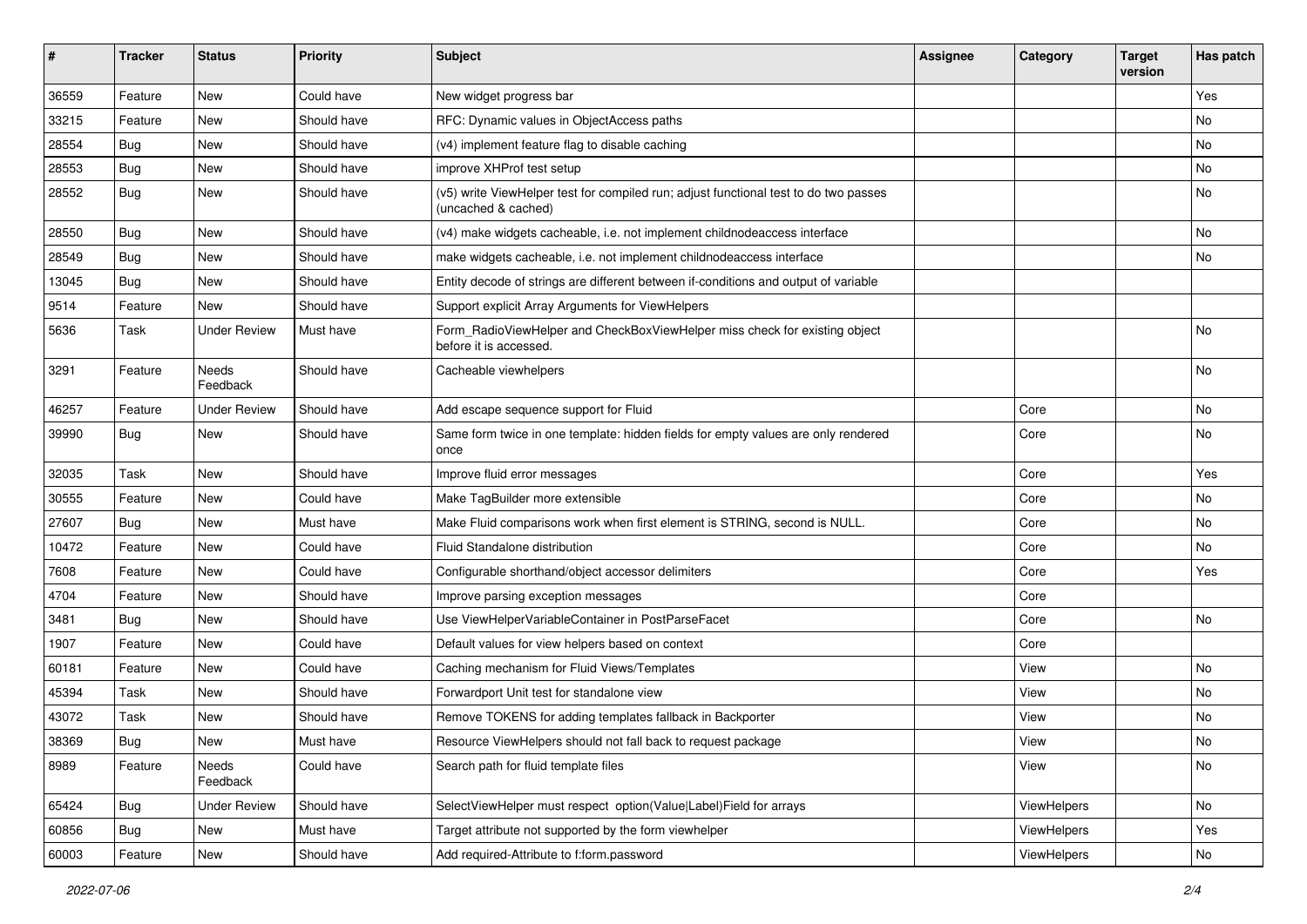| # | Tracker | Status | Priority | Subject | Assignee | Category | Target version | Has patch |
|---|---|---|---|---|---|---|---|---|
| 36559 | Feature | New | Could have | New widget progress bar | | | | Yes |
| 33215 | Feature | New | Should have | RFC: Dynamic values in ObjectAccess paths | | | | No |
| 28554 | Bug | New | Should have | (v4) implement feature flag to disable caching | | | | No |
| 28553 | Bug | New | Should have | improve XHProf test setup | | | | No |
| 28552 | Bug | New | Should have | (v5) write ViewHelper test for compiled run; adjust functional test to do two passes (uncached & cached) | | | | No |
| 28550 | Bug | New | Should have | (v4) make widgets cacheable, i.e. not implement childnodeaccess interface | | | | No |
| 28549 | Bug | New | Should have | make widgets cacheable, i.e. not implement childnodeaccess interface | | | | No |
| 13045 | Bug | New | Should have | Entity decode of strings are different between if-conditions and output of variable | | | | |
| 9514 | Feature | New | Should have | Support explicit Array Arguments for ViewHelpers | | | | |
| 5636 | Task | Under Review | Must have | Form_RadioViewHelper and CheckBoxViewHelper miss check for existing object before it is accessed. | | | | No |
| 3291 | Feature | Needs Feedback | Should have | Cacheable viewhelpers | | | | No |
| 46257 | Feature | Under Review | Should have | Add escape sequence support for Fluid | | Core | | No |
| 39990 | Bug | New | Should have | Same form twice in one template: hidden fields for empty values are only rendered once | | Core | | No |
| 32035 | Task | New | Should have | Improve fluid error messages | | Core | | Yes |
| 30555 | Feature | New | Could have | Make TagBuilder more extensible | | Core | | No |
| 27607 | Bug | New | Must have | Make Fluid comparisons work when first element is STRING, second is NULL. | | Core | | No |
| 10472 | Feature | New | Could have | Fluid Standalone distribution | | Core | | No |
| 7608 | Feature | New | Could have | Configurable shorthand/object accessor delimiters | | Core | | Yes |
| 4704 | Feature | New | Should have | Improve parsing exception messages | | Core | | |
| 3481 | Bug | New | Should have | Use ViewHelperVariableContainer in PostParseFacet | | Core | | No |
| 1907 | Feature | New | Could have | Default values for view helpers based on context | | Core | | |
| 60181 | Feature | New | Could have | Caching mechanism for Fluid Views/Templates | | View | | No |
| 45394 | Task | New | Should have | Forwardport Unit test for standalone view | | View | | No |
| 43072 | Task | New | Should have | Remove TOKENS for adding templates fallback in Backporter | | View | | No |
| 38369 | Bug | New | Must have | Resource ViewHelpers should not fall back to request package | | View | | No |
| 8989 | Feature | Needs Feedback | Could have | Search path for fluid template files | | View | | No |
| 65424 | Bug | Under Review | Should have | SelectViewHelper must respect option(Value\|Label)Field for arrays | | ViewHelpers | | No |
| 60856 | Bug | New | Must have | Target attribute not supported by the form viewhelper | | ViewHelpers | | Yes |
| 60003 | Feature | New | Should have | Add required-Attribute to f:form.password | | ViewHelpers | | No |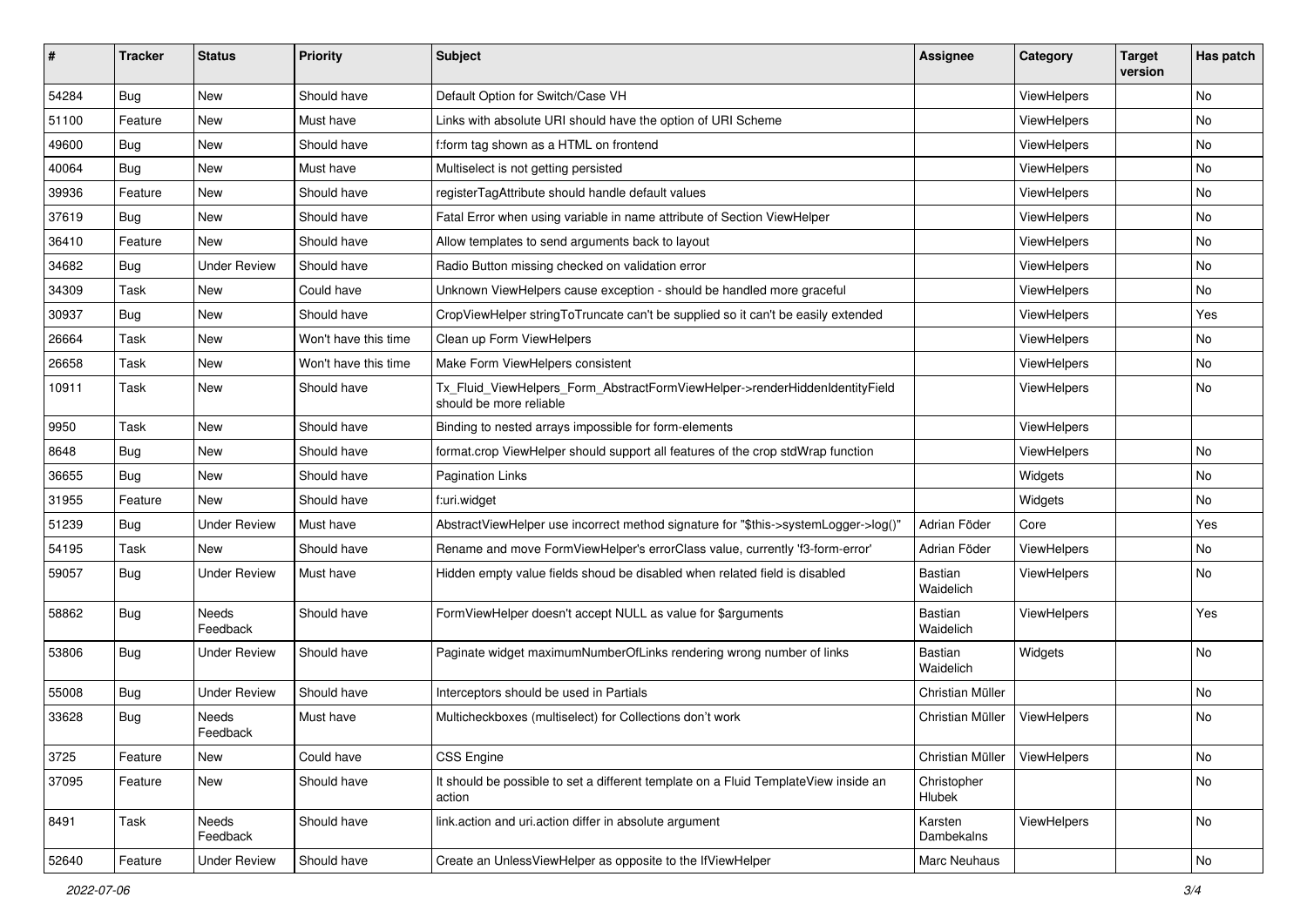| # | Tracker | Status | Priority | Subject | Assignee | Category | Target version | Has patch |
| --- | --- | --- | --- | --- | --- | --- | --- | --- |
| 54284 | Bug | New | Should have | Default Option for Switch/Case VH | | ViewHelpers | | No |
| 51100 | Feature | New | Must have | Links with absolute URI should have the option of URI Scheme | | ViewHelpers | | No |
| 49600 | Bug | New | Should have | f:form tag shown as a HTML on frontend | | ViewHelpers | | No |
| 40064 | Bug | New | Must have | Multiselect is not getting persisted | | ViewHelpers | | No |
| 39936 | Feature | New | Should have | registerTagAttribute should handle default values | | ViewHelpers | | No |
| 37619 | Bug | New | Should have | Fatal Error when using variable in name attribute of Section ViewHelper | | ViewHelpers | | No |
| 36410 | Feature | New | Should have | Allow templates to send arguments back to layout | | ViewHelpers | | No |
| 34682 | Bug | Under Review | Should have | Radio Button missing checked on validation error | | ViewHelpers | | No |
| 34309 | Task | New | Could have | Unknown ViewHelpers cause exception - should be handled more graceful | | ViewHelpers | | No |
| 30937 | Bug | New | Should have | CropViewHelper stringToTruncate can't be supplied so it can't be easily extended | | ViewHelpers | | Yes |
| 26664 | Task | New | Won't have this time | Clean up Form ViewHelpers | | ViewHelpers | | No |
| 26658 | Task | New | Won't have this time | Make Form ViewHelpers consistent | | ViewHelpers | | No |
| 10911 | Task | New | Should have | Tx_Fluid_ViewHelpers_Form_AbstractFormViewHelper->renderHiddenIdentityField should be more reliable | | ViewHelpers | | No |
| 9950 | Task | New | Should have | Binding to nested arrays impossible for form-elements | | ViewHelpers | | |
| 8648 | Bug | New | Should have | format.crop ViewHelper should support all features of the crop stdWrap function | | ViewHelpers | | No |
| 36655 | Bug | New | Should have | Pagination Links | | Widgets | | No |
| 31955 | Feature | New | Should have | f:uri.widget | | Widgets | | No |
| 51239 | Bug | Under Review | Must have | AbstractViewHelper use incorrect method signature for "$this->systemLogger->log()" | Adrian Föder | Core | | Yes |
| 54195 | Task | New | Should have | Rename and move FormViewHelper's errorClass value, currently 'f3-form-error' | Adrian Föder | ViewHelpers | | No |
| 59057 | Bug | Under Review | Must have | Hidden empty value fields shoud be disabled when related field is disabled | Bastian Waidelich | ViewHelpers | | No |
| 58862 | Bug | Needs Feedback | Should have | FormViewHelper doesn't accept NULL as value for $arguments | Bastian Waidelich | ViewHelpers | | Yes |
| 53806 | Bug | Under Review | Should have | Paginate widget maximumNumberOfLinks rendering wrong number of links | Bastian Waidelich | Widgets | | No |
| 55008 | Bug | Under Review | Should have | Interceptors should be used in Partials | Christian Müller | | | No |
| 33628 | Bug | Needs Feedback | Must have | Multicheckboxes (multiselect) for Collections don't work | Christian Müller | ViewHelpers | | No |
| 3725 | Feature | New | Could have | CSS Engine | Christian Müller | ViewHelpers | | No |
| 37095 | Feature | New | Should have | It should be possible to set a different template on a Fluid TemplateView inside an action | Christopher Hlubek | | | No |
| 8491 | Task | Needs Feedback | Should have | link.action and uri.action differ in absolute argument | Karsten Dambekalns | ViewHelpers | | No |
| 52640 | Feature | Under Review | Should have | Create an UnlessViewHelper as opposite to the IfViewHelper | Marc Neuhaus | | | No |

*2022-07-06*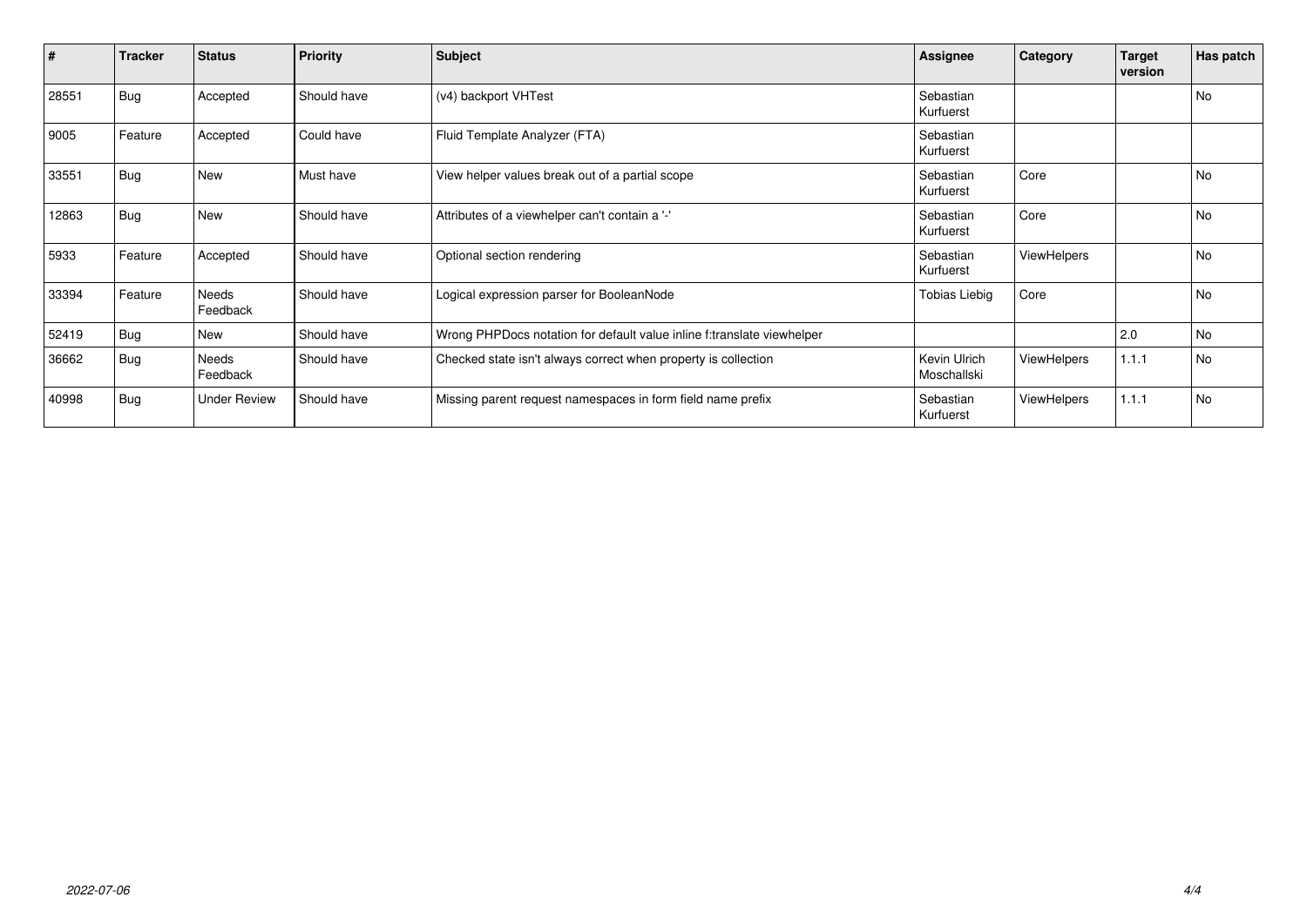| # | Tracker | Status | Priority | Subject | Assignee | Category | Target version | Has patch |
|---|---|---|---|---|---|---|---|---|
| 28551 | Bug | Accepted | Should have | (v4) backport VHTest | Sebastian Kurfuerst | | | No |
| 9005 | Feature | Accepted | Could have | Fluid Template Analyzer (FTA) | Sebastian Kurfuerst | | | |
| 33551 | Bug | New | Must have | View helper values break out of a partial scope | Sebastian Kurfuerst | Core | | No |
| 12863 | Bug | New | Should have | Attributes of a viewhelper can't contain a '-' | Sebastian Kurfuerst | Core | | No |
| 5933 | Feature | Accepted | Should have | Optional section rendering | Sebastian Kurfuerst | ViewHelpers | | No |
| 33394 | Feature | Needs Feedback | Should have | Logical expression parser for BooleanNode | Tobias Liebig | Core | | No |
| 52419 | Bug | New | Should have | Wrong PHPDocs notation for default value inline f:translate viewhelper | | | 2.0 | No |
| 36662 | Bug | Needs Feedback | Should have | Checked state isn't always correct when property is collection | Kevin Ulrich Moschallski | ViewHelpers | 1.1.1 | No |
| 40998 | Bug | Under Review | Should have | Missing parent request namespaces in form field name prefix | Sebastian Kurfuerst | ViewHelpers | 1.1.1 | No |